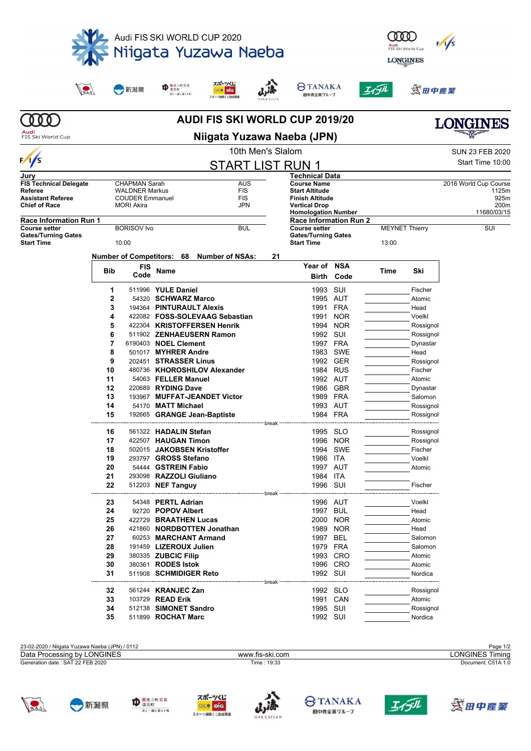Audi FIS SKI WORLD CUP 2020
Niigata Yuzawa Naeba

# AUDI FIS SKI WORLD CUP 2019/20

## Niigata Yuzawa Naeba (JPN)

10th Men's Slalom

SUN 23 FEB 2020

Start Time 10:00

## START LIST RUN 1

| Jury | | |
|---|---|---|
| **FIS Technical Delegate** | CHAPMAN Sarah | AUS |
| **Referee** | WALDNER Markus | FIS |
| **Assistant Referee** | COUDER Emmanuel | FIS |
| **Chief of Race** | MORI Akira | JPN |

| Technical Data | |
|---|---|
| **Course Name** | 2016 World Cup Course |
| **Start Altitude** | 1125m |
| **Finish Altitude** | 925m |
| **Vertical Drop** | 200m |
| **Homologation Number** | 11680/03/15 |

| Race Information Run 1 | | |
|---|---|---|
| **Course setter** | BORISOV Ivo | BUL |
| **Gates/Turning Gates** | | |
| **Start Time** | 10:00 | |

| Race Information Run 2 | | |
|---|---|---|
| **Course setter** | MEYNET Thierry | SUI |
| **Gates/Turning Gates** | | |
| **Start Time** | 13:00 | |

**Number of Competitors: 68 Number of NSAs: 21**

| Bib | FIS Code | Name | Year of Birth | NSA Code | Time | Ski |
|---|---|---|---|---|---|---|
| 1 | 511996 | **YULE Daniel** | 1993 | SUI | | Fischer |
| 2 | 54320 | **SCHWARZ Marco** | 1995 | AUT | | Atomic |
| 3 | 194364 | **PINTURAULT Alexis** | 1991 | FRA | | Head |
| 4 | 422082 | **FOSS-SOLEVAAG Sebastian** | 1991 | NOR | | Voelkl |
| 5 | 422304 | **KRISTOFFERSEN Henrik** | 1994 | NOR | | Rossignol |
| 6 | 511902 | **ZENHAEUSERN Ramon** | 1992 | SUI | | Rossignol |
| 7 | 6190403 | **NOEL Clement** | 1997 | FRA | | Dynastar |
| 8 | 501017 | **MYHRER Andre** | 1983 | SWE | | Head |
| 9 | 202451 | **STRASSER Linus** | 1992 | GER | | Rossignol |
| 10 | 480736 | **KHOROSHILOV Alexander** | 1984 | RUS | | Fischer |
| 11 | 54063 | **FELLER Manuel** | 1992 | AUT | | Atomic |
| 12 | 220689 | **RYDING Dave** | 1986 | GBR | | Dynastar |
| 13 | 193967 | **MUFFAT-JEANDET Victor** | 1989 | FRA | | Salomon |
| 14 | 54170 | **MATT Michael** | 1993 | AUT | | Rossignol |
| 15 | 192665 | **GRANGE Jean-Baptiste** | 1984 | FRA | | Rossignol |
| | | break | | | | |
| 16 | 561322 | **HADALIN Stefan** | 1995 | SLO | | Rossignol |
| 17 | 422507 | **HAUGAN Timon** | 1996 | NOR | | Rossignol |
| 18 | 502015 | **JAKOBSEN Kristoffer** | 1994 | SWE | | Fischer |
| 19 | 293797 | **GROSS Stefano** | 1986 | ITA | | Voelkl |
| 20 | 54444 | **GSTREIN Fabio** | 1997 | AUT | | Atomic |
| 21 | 293098 | **RAZZOLI Giuliano** | 1984 | ITA | | |
| 22 | 512203 | **NEF Tanguy** | 1996 | SUI | | Fischer |
| | | break | | | | |
| 23 | 54348 | **PERTL Adrian** | 1996 | AUT | | Voelkl |
| 24 | 92720 | **POPOV Albert** | 1997 | BUL | | Head |
| 25 | 422729 | **BRAATHEN Lucas** | 2000 | NOR | | Atomic |
| 26 | 421860 | **NORDBOTTEN Jonathan** | 1989 | NOR | | Head |
| 27 | 60253 | **MARCHANT Armand** | 1997 | BEL | | Salomon |
| 28 | 191459 | **LIZEROUX Julien** | 1979 | FRA | | Salomon |
| 29 | 380335 | **ZUBCIC Filip** | 1993 | CRO | | Atomic |
| 30 | 380361 | **RODES Istok** | 1996 | CRO | | Atomic |
| 31 | 511908 | **SCHMIDIGER Reto** | 1992 | SUI | | Nordica |
| | | break | | | | |
| 32 | 561244 | **KRANJEC Zan** | 1992 | SLO | | Rossignol |
| 33 | 103729 | **READ Erik** | 1991 | CAN | | Atomic |
| 34 | 512138 | **SIMONET Sandro** | 1995 | SUI | | Rossignol |
| 35 | 511899 | **ROCHAT Marc** | 1992 | SUI | | Nordica |

23-02-2020 / Niigata Yuzawa Naeba (JPN) / 0112

Data Processing by LONGINES — www.fis-ski.com — LONGINES Timing

Generation date : SAT 22 FEB 2020 — Time : 19:33 — Document: C51A 1.0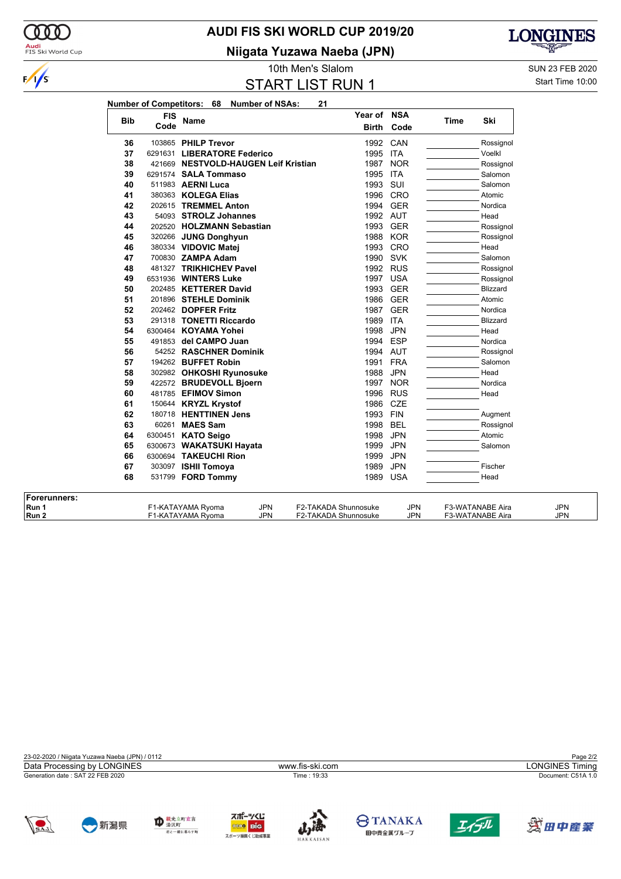# AUDI FIS SKI WORLD CUP 2019/20

## Niigata Yuzawa Naeba (JPN)

10th Men's Slalom

SUN 23 FEB 2020

Start Time 10:00

## START LIST RUN 1

**Number of Competitors: 68 Number of NSAs: 21**

| Bib | FIS Code | Name | Year of Birth | NSA Code | Time | Ski |
|---|---|---|---|---|---|---|
| 36 | 103865 | **PHILP Trevor** | 1992 | CAN | | Rossignol |
| 37 | 6291631 | **LIBERATORE Federico** | 1995 | ITA | | Voelkl |
| 38 | 421669 | **NESTVOLD-HAUGEN Leif Kristian** | 1987 | NOR | | Rossignol |
| 39 | 6291574 | **SALA Tommaso** | 1995 | ITA | | Salomon |
| 40 | 511983 | **AERNI Luca** | 1993 | SUI | | Salomon |
| 41 | 380363 | **KOLEGA Elias** | 1996 | CRO | | Atomic |
| 42 | 202615 | **TREMMEL Anton** | 1994 | GER | | Nordica |
| 43 | 54093 | **STROLZ Johannes** | 1992 | AUT | | Head |
| 44 | 202520 | **HOLZMANN Sebastian** | 1993 | GER | | Rossignol |
| 45 | 320266 | **JUNG Donghyun** | 1988 | KOR | | Rossignol |
| 46 | 380334 | **VIDOVIC Matej** | 1993 | CRO | | Head |
| 47 | 700830 | **ZAMPA Adam** | 1990 | SVK | | Salomon |
| 48 | 481327 | **TRIKHICHEV Pavel** | 1992 | RUS | | Rossignol |
| 49 | 6531936 | **WINTERS Luke** | 1997 | USA | | Rossignol |
| 50 | 202485 | **KETTERER David** | 1993 | GER | | Blizzard |
| 51 | 201896 | **STEHLE Dominik** | 1986 | GER | | Atomic |
| 52 | 202462 | **DOPFER Fritz** | 1987 | GER | | Nordica |
| 53 | 291318 | **TONETTI Riccardo** | 1989 | ITA | | Blizzard |
| 54 | 6300464 | **KOYAMA Yohei** | 1998 | JPN | | Head |
| 55 | 491853 | **del CAMPO Juan** | 1994 | ESP | | Nordica |
| 56 | 54252 | **RASCHNER Dominik** | 1994 | AUT | | Rossignol |
| 57 | 194262 | **BUFFET Robin** | 1991 | FRA | | Salomon |
| 58 | 302982 | **OHKOSHI Ryunosuke** | 1988 | JPN | | Head |
| 59 | 422572 | **BRUDEVOLL Bjoern** | 1997 | NOR | | Nordica |
| 60 | 481785 | **EFIMOV Simon** | 1996 | RUS | | Head |
| 61 | 150644 | **KRYZL Krystof** | 1986 | CZE | | |
| 62 | 180718 | **HENTTINEN Jens** | 1993 | FIN | | Augment |
| 63 | 60261 | **MAES Sam** | 1998 | BEL | | Rossignol |
| 64 | 6300451 | **KATO Seigo** | 1998 | JPN | | Atomic |
| 65 | 6300673 | **WAKATSUKI Hayata** | 1999 | JPN | | Salomon |
| 66 | 6300694 | **TAKEUCHI Rion** | 1999 | JPN | | |
| 67 | 303097 | **ISHII Tomoya** | 1989 | JPN | | Fischer |
| 68 | 531799 | **FORD Tommy** | 1989 | USA | | Head |

**Forerunners:**

| | | | | | | |
|---|---|---|---|---|---|---|
| **Run 1** | F1-KATAYAMA Ryoma | JPN | F2-TAKADA Shunnosuke | JPN | F3-WATANABE Aira | JPN |
| **Run 2** | F1-KATAYAMA Ryoma | JPN | F2-TAKADA Shunnosuke | JPN | F3-WATANABE Aira | JPN |

23-02-2020 / Niigata Yuzawa Naeba (JPN) / 0112

Data Processing by LONGINES — www.fis-ski.com — LONGINES Timing

Generation date : SAT 22 FEB 2020 — Time : 19:33 — Document: C51A 1.0